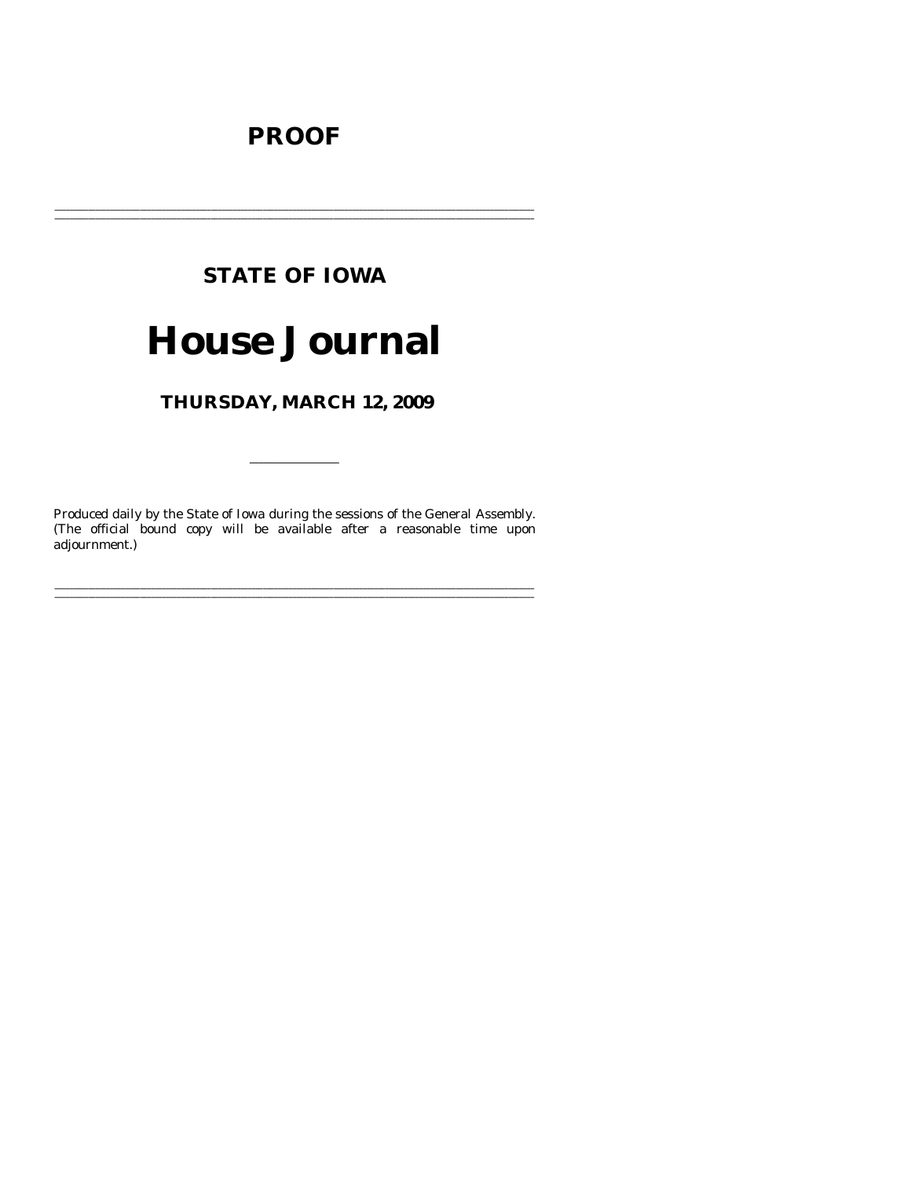# PROOF

---

## STATE OF IOWA

# House Journal

### THURSDAY, MARCH 12, 2009

---

Produced daily by the State of Iowa during the sessions of the General Assembly. (The official bound copy will be available after a reasonable time upon adjournment.)

---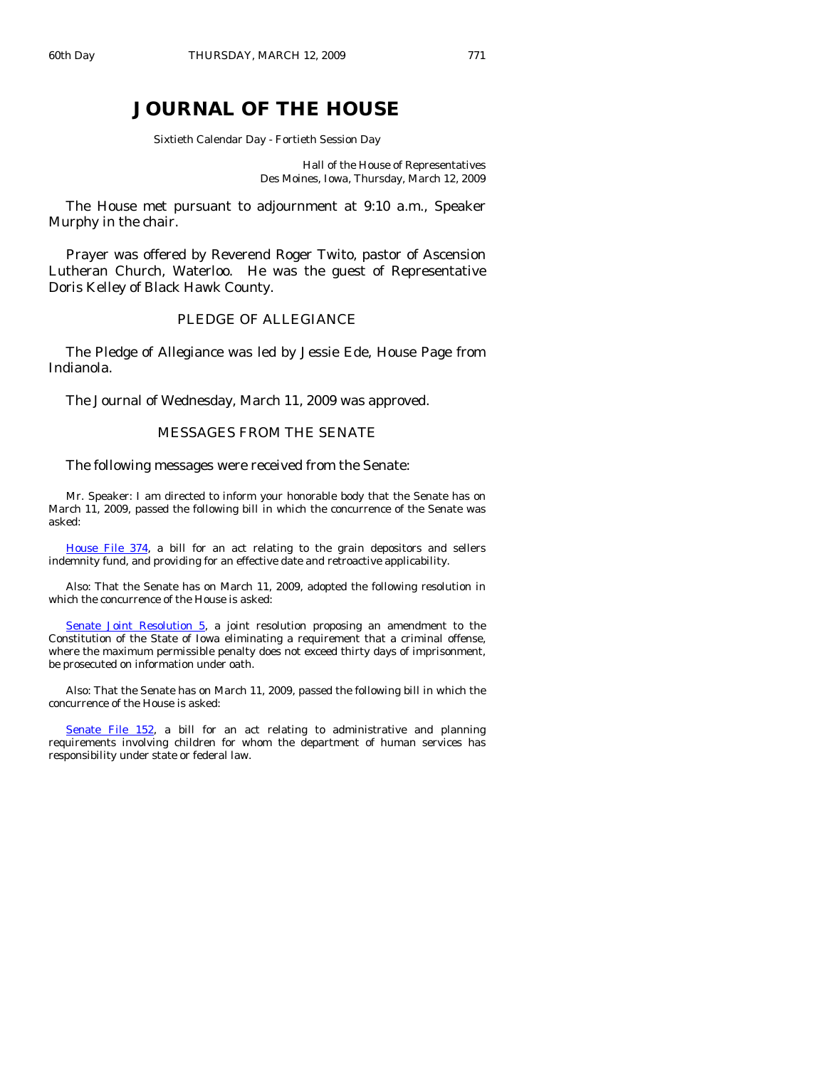# JOURNAL OF THE HOUSE

Sixtieth Calendar Day - Fortieth Session Day

Hall of the House of Representatives
Des Moines, Iowa, Thursday, March 12, 2009

The House met pursuant to adjournment at 9:10 a.m., Speaker Murphy in the chair.

Prayer was offered by Reverend Roger Twito, pastor of Ascension Lutheran Church, Waterloo. He was the guest of Representative Doris Kelley of Black Hawk County.

## PLEDGE OF ALLEGIANCE

The Pledge of Allegiance was led by Jessie Ede, House Page from Indianola.

The Journal of Wednesday, March 11, 2009 was approved.

## MESSAGES FROM THE SENATE

The following messages were received from the Senate:

Mr. Speaker: I am directed to inform your honorable body that the Senate has on March 11, 2009, passed the following bill in which the concurrence of the Senate was asked:

House File 374, a bill for an act relating to the grain depositors and sellers indemnity fund, and providing for an effective date and retroactive applicability.

Also: That the Senate has on March 11, 2009, adopted the following resolution in which the concurrence of the House is asked:

Senate Joint Resolution 5, a joint resolution proposing an amendment to the Constitution of the State of Iowa eliminating a requirement that a criminal offense, where the maximum permissible penalty does not exceed thirty days of imprisonment, be prosecuted on information under oath.

Also: That the Senate has on March 11, 2009, passed the following bill in which the concurrence of the House is asked:

Senate File 152, a bill for an act relating to administrative and planning requirements involving children for whom the department of human services has responsibility under state or federal law.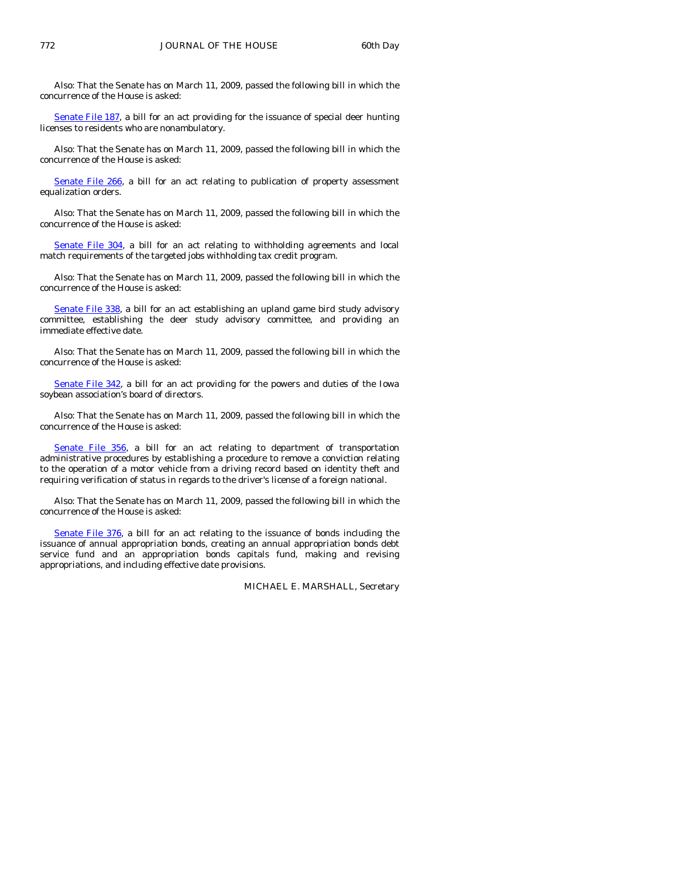Also: That the Senate has on March 11, 2009, passed the following bill in which the concurrence of the House is asked:

Senate File 187, a bill for an act providing for the issuance of special deer hunting licenses to residents who are nonambulatory.

Also: That the Senate has on March 11, 2009, passed the following bill in which the concurrence of the House is asked:

Senate File 266, a bill for an act relating to publication of property assessment equalization orders.

Also: That the Senate has on March 11, 2009, passed the following bill in which the concurrence of the House is asked:

Senate File 304, a bill for an act relating to withholding agreements and local match requirements of the targeted jobs withholding tax credit program.

Also: That the Senate has on March 11, 2009, passed the following bill in which the concurrence of the House is asked:

Senate File 338, a bill for an act establishing an upland game bird study advisory committee, establishing the deer study advisory committee, and providing an immediate effective date.

Also: That the Senate has on March 11, 2009, passed the following bill in which the concurrence of the House is asked:

Senate File 342, a bill for an act providing for the powers and duties of the Iowa soybean association's board of directors.

Also: That the Senate has on March 11, 2009, passed the following bill in which the concurrence of the House is asked:

Senate File 356, a bill for an act relating to department of transportation administrative procedures by establishing a procedure to remove a conviction relating to the operation of a motor vehicle from a driving record based on identity theft and requiring verification of status in regards to the driver's license of a foreign national.

Also: That the Senate has on March 11, 2009, passed the following bill in which the concurrence of the House is asked:

Senate File 376, a bill for an act relating to the issuance of bonds including the issuance of annual appropriation bonds, creating an annual appropriation bonds debt service fund and an appropriation bonds capitals fund, making and revising appropriations, and including effective date provisions.

MICHAEL E. MARSHALL, Secretary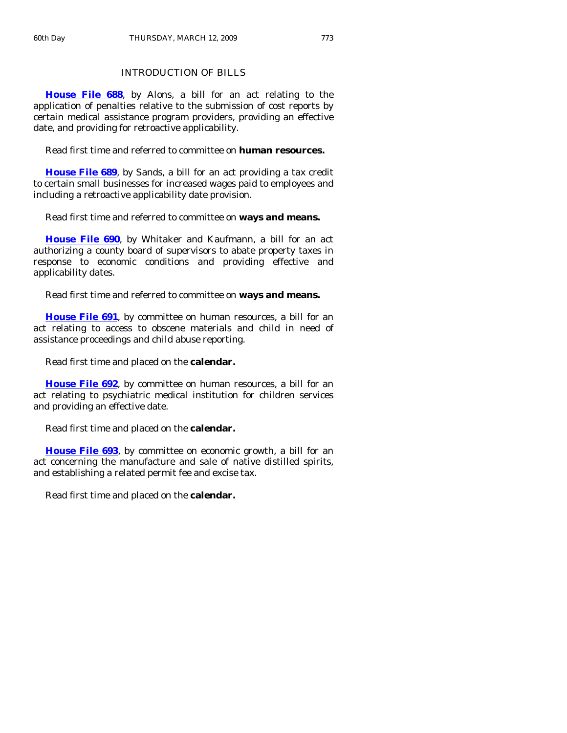## INTRODUCTION OF BILLS

**House File 688**, by Alons, a bill for an act relating to the application of penalties relative to the submission of cost reports by certain medical assistance program providers, providing an effective date, and providing for retroactive applicability.

Read first time and referred to committee on **human resources.**

**House File 689**, by Sands, a bill for an act providing a tax credit to certain small businesses for increased wages paid to employees and including a retroactive applicability date provision.

Read first time and referred to committee on **ways and means.**

**House File 690**, by Whitaker and Kaufmann, a bill for an act authorizing a county board of supervisors to abate property taxes in response to economic conditions and providing effective and applicability dates.

Read first time and referred to committee on **ways and means.**

**House File 691**, by committee on human resources, a bill for an act relating to access to obscene materials and child in need of assistance proceedings and child abuse reporting.

Read first time and placed on the **calendar.**

**House File 692**, by committee on human resources, a bill for an act relating to psychiatric medical institution for children services and providing an effective date.

Read first time and placed on the **calendar.**

**House File 693**, by committee on economic growth, a bill for an act concerning the manufacture and sale of native distilled spirits, and establishing a related permit fee and excise tax.

Read first time and placed on the **calendar.**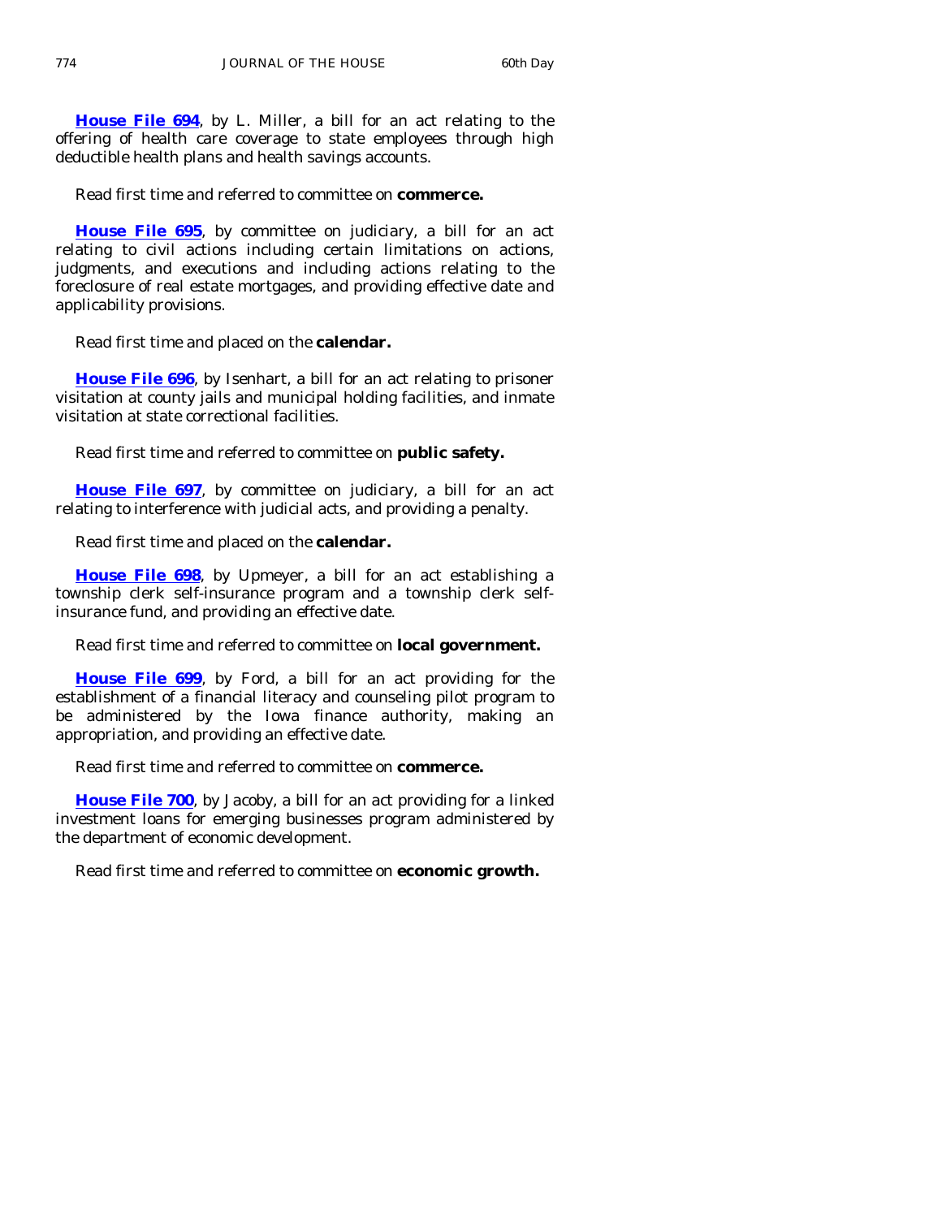**House File 694**, by L. Miller, a bill for an act relating to the offering of health care coverage to state employees through high deductible health plans and health savings accounts.

Read first time and referred to committee on **commerce.**

**House File 695**, by committee on judiciary, a bill for an act relating to civil actions including certain limitations on actions, judgments, and executions and including actions relating to the foreclosure of real estate mortgages, and providing effective date and applicability provisions.

Read first time and placed on the **calendar.**

**House File 696**, by Isenhart, a bill for an act relating to prisoner visitation at county jails and municipal holding facilities, and inmate visitation at state correctional facilities.

Read first time and referred to committee on **public safety.**

**House File 697**, by committee on judiciary, a bill for an act relating to interference with judicial acts, and providing a penalty.

Read first time and placed on the **calendar.**

**House File 698**, by Upmeyer, a bill for an act establishing a township clerk self-insurance program and a township clerk self-insurance fund, and providing an effective date.

Read first time and referred to committee on **local government.**

**House File 699**, by Ford, a bill for an act providing for the establishment of a financial literacy and counseling pilot program to be administered by the Iowa finance authority, making an appropriation, and providing an effective date.

Read first time and referred to committee on **commerce.**

**House File 700**, by Jacoby, a bill for an act providing for a linked investment loans for emerging businesses program administered by the department of economic development.

Read first time and referred to committee on **economic growth.**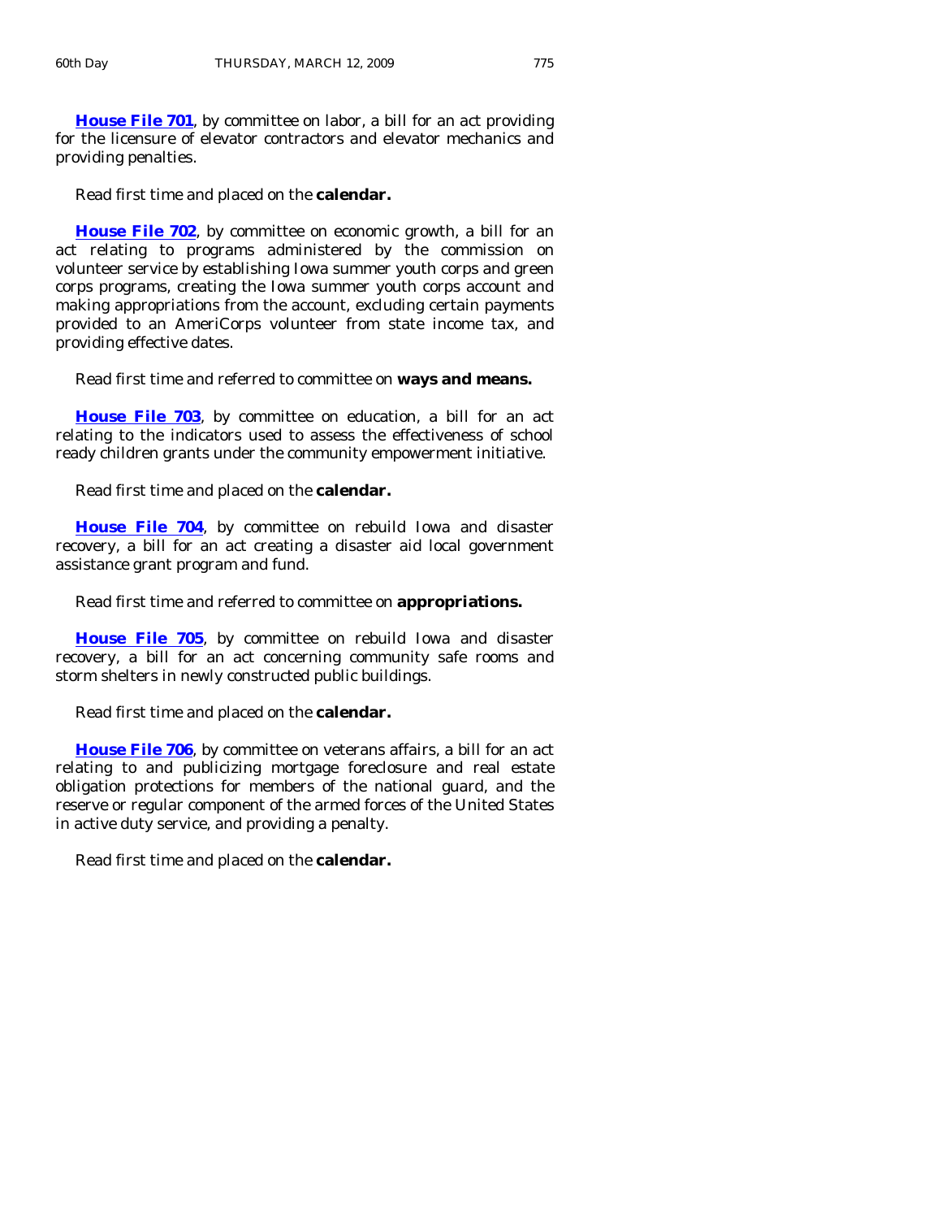**House File 701**, by committee on labor, a bill for an act providing for the licensure of elevator contractors and elevator mechanics and providing penalties.

Read first time and placed on the **calendar.**

**House File 702**, by committee on economic growth, a bill for an act relating to programs administered by the commission on volunteer service by establishing Iowa summer youth corps and green corps programs, creating the Iowa summer youth corps account and making appropriations from the account, excluding certain payments provided to an AmeriCorps volunteer from state income tax, and providing effective dates.

Read first time and referred to committee on **ways and means.**

**House File 703**, by committee on education, a bill for an act relating to the indicators used to assess the effectiveness of school ready children grants under the community empowerment initiative.

Read first time and placed on the **calendar.**

**House File 704**, by committee on rebuild Iowa and disaster recovery, a bill for an act creating a disaster aid local government assistance grant program and fund.

Read first time and referred to committee on **appropriations.**

**House File 705**, by committee on rebuild Iowa and disaster recovery, a bill for an act concerning community safe rooms and storm shelters in newly constructed public buildings.

Read first time and placed on the **calendar.**

**House File 706**, by committee on veterans affairs, a bill for an act relating to and publicizing mortgage foreclosure and real estate obligation protections for members of the national guard, and the reserve or regular component of the armed forces of the United States in active duty service, and providing a penalty.

Read first time and placed on the **calendar.**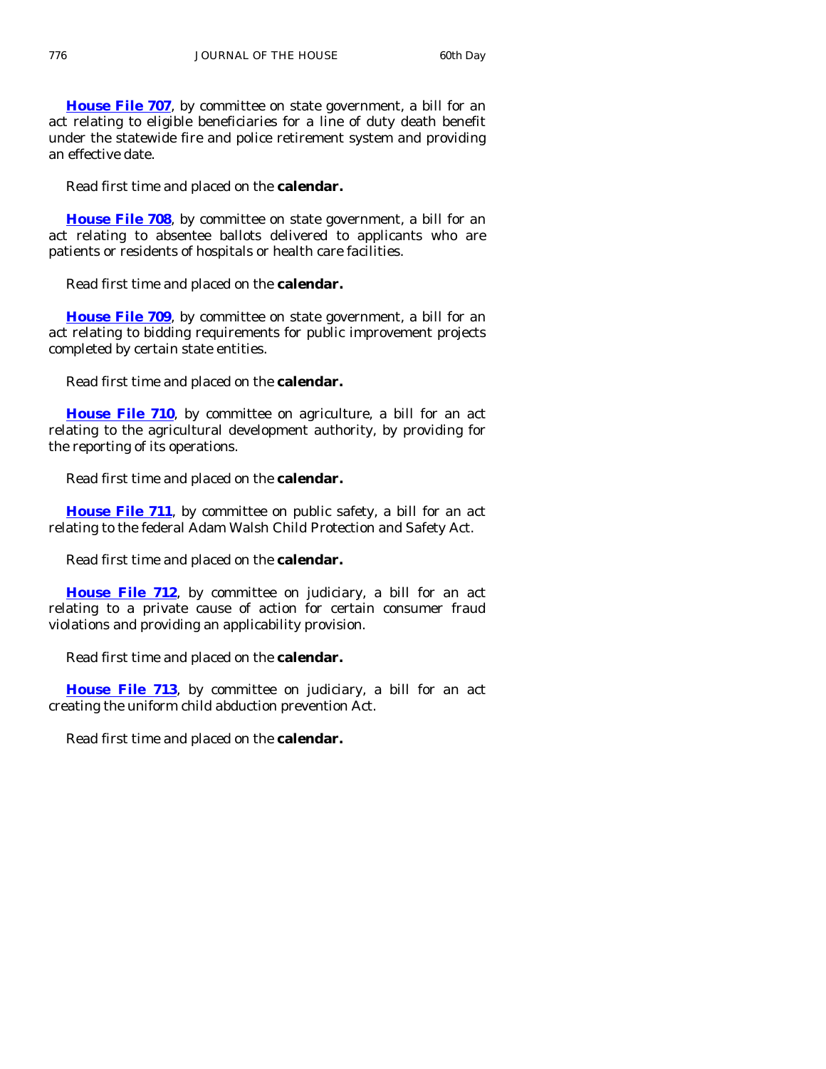**House File 707**, by committee on state government, a bill for an act relating to eligible beneficiaries for a line of duty death benefit under the statewide fire and police retirement system and providing an effective date.

Read first time and placed on the **calendar.**

**House File 708**, by committee on state government, a bill for an act relating to absentee ballots delivered to applicants who are patients or residents of hospitals or health care facilities.

Read first time and placed on the **calendar.**

**House File 709**, by committee on state government, a bill for an act relating to bidding requirements for public improvement projects completed by certain state entities.

Read first time and placed on the **calendar.**

**House File 710**, by committee on agriculture, a bill for an act relating to the agricultural development authority, by providing for the reporting of its operations.

Read first time and placed on the **calendar.**

**House File 711**, by committee on public safety, a bill for an act relating to the federal Adam Walsh Child Protection and Safety Act.

Read first time and placed on the **calendar.**

**House File 712**, by committee on judiciary, a bill for an act relating to a private cause of action for certain consumer fraud violations and providing an applicability provision.

Read first time and placed on the **calendar.**

**House File 713**, by committee on judiciary, a bill for an act creating the uniform child abduction prevention Act.

Read first time and placed on the **calendar.**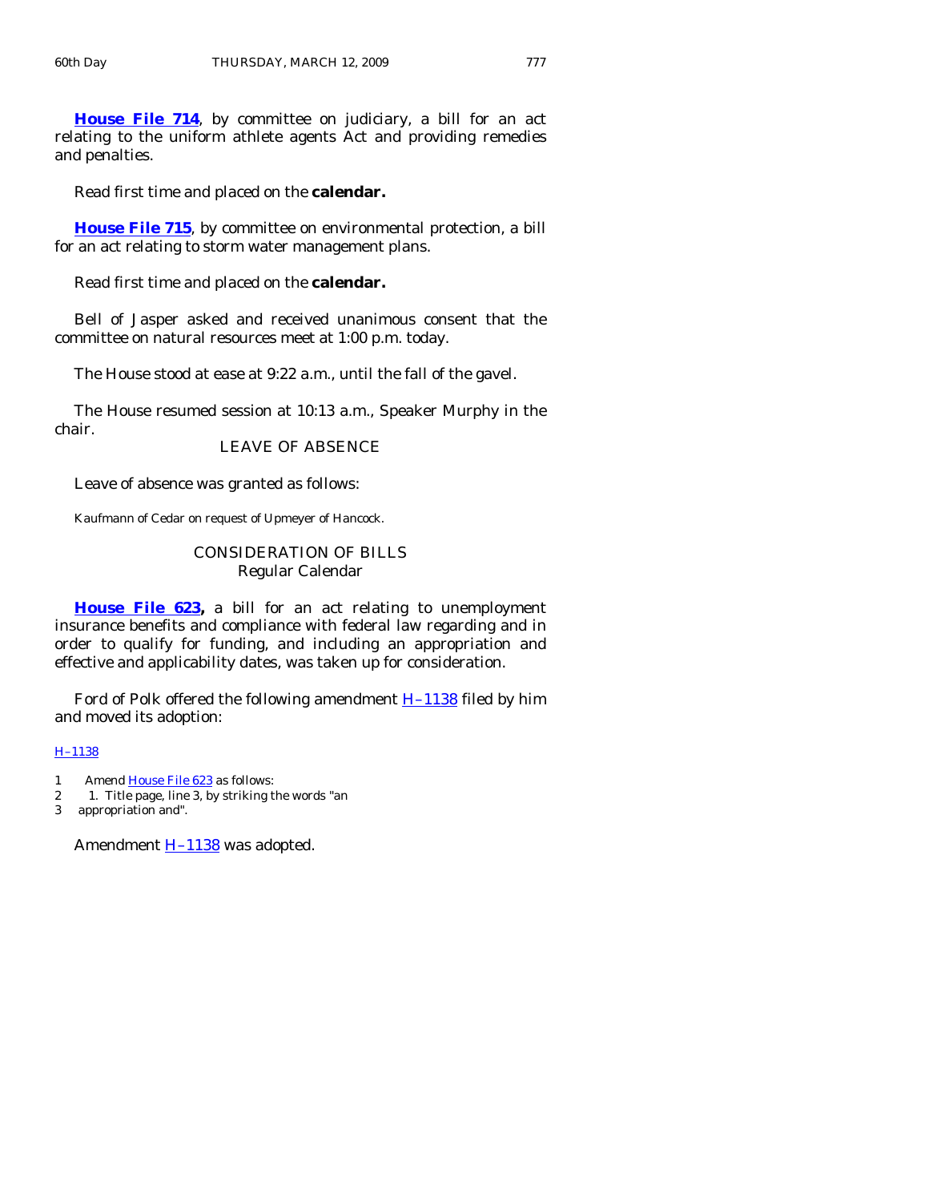**House File 714**, by committee on judiciary, a bill for an act relating to the uniform athlete agents Act and providing remedies and penalties.

Read first time and placed on the **calendar.**

**House File 715**, by committee on environmental protection, a bill for an act relating to storm water management plans.

Read first time and placed on the **calendar.**

Bell of Jasper asked and received unanimous consent that the committee on natural resources meet at 1:00 p.m. today.

The House stood at ease at 9:22 a.m., until the fall of the gavel.

The House resumed session at 10:13 a.m., Speaker Murphy in the chair.

## LEAVE OF ABSENCE

Leave of absence was granted as follows:

Kaufmann of Cedar on request of Upmeyer of Hancock.

## CONSIDERATION OF BILLS
### Regular Calendar

**House File 623,** a bill for an act relating to unemployment insurance benefits and compliance with federal law regarding and in order to qualify for funding, and including an appropriation and effective and applicability dates, was taken up for consideration.

Ford of Polk offered the following amendment H–1138 filed by him and moved its adoption:

H–1138

1 Amend House File 623 as follows:
2 1. Title page, line 3, by striking the words "an
3 appropriation and".

Amendment H–1138 was adopted.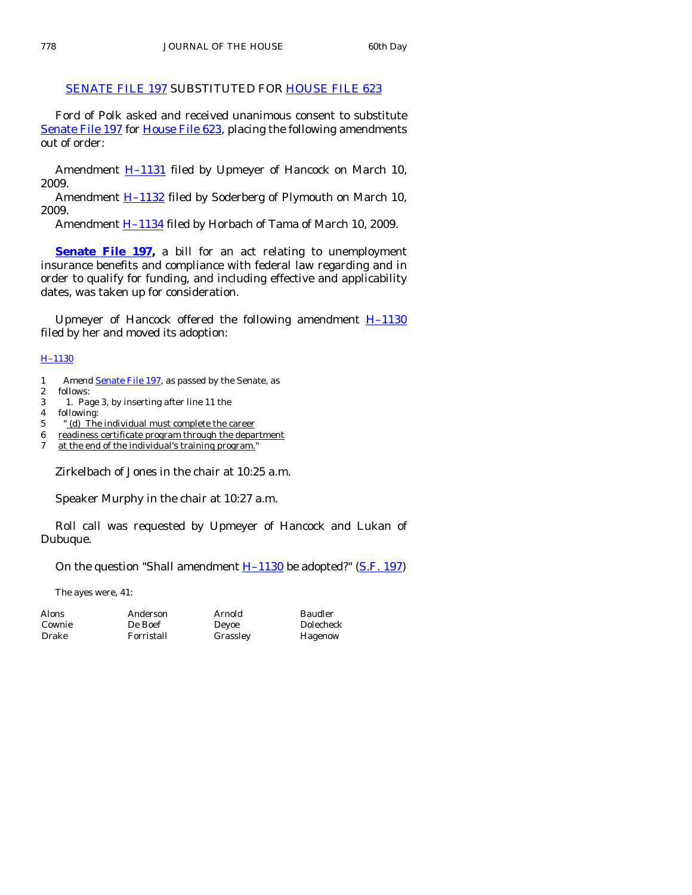## SENATE FILE 197 SUBSTITUTED FOR HOUSE FILE 623

Ford of Polk asked and received unanimous consent to substitute Senate File 197 for House File 623, placing the following amendments out of order:

Amendment H–1131 filed by Upmeyer of Hancock on March 10, 2009.
Amendment H–1132 filed by Soderberg of Plymouth on March 10, 2009.
Amendment H–1134 filed by Horbach of Tama of March 10, 2009.

**Senate File 197,** a bill for an act relating to unemployment insurance benefits and compliance with federal law regarding and in order to qualify for funding, and including effective and applicability dates, was taken up for consideration.

Upmeyer of Hancock offered the following amendment H–1130 filed by her and moved its adoption:

H–1130

1 Amend Senate File 197, as passed by the Senate, as
2 follows:
3 1. Page 3, by inserting after line 11 the
4 following:
5 "(d) The individual must complete the career
6 readiness certificate program through the department
7 at the end of the individual's training program."

Zirkelbach of Jones in the chair at 10:25 a.m.

Speaker Murphy in the chair at 10:27 a.m.

Roll call was requested by Upmeyer of Hancock and Lukan of Dubuque.

On the question "Shall amendment H–1130 be adopted?" (S.F. 197)

The ayes were, 41:

| | | | |
|---|---|---|---|
| Alons | Anderson | Arnold | Baudler |
| Cownie | De Boef | Deyoe | Dolecheck |
| Drake | Forristall | Grassley | Hagenow |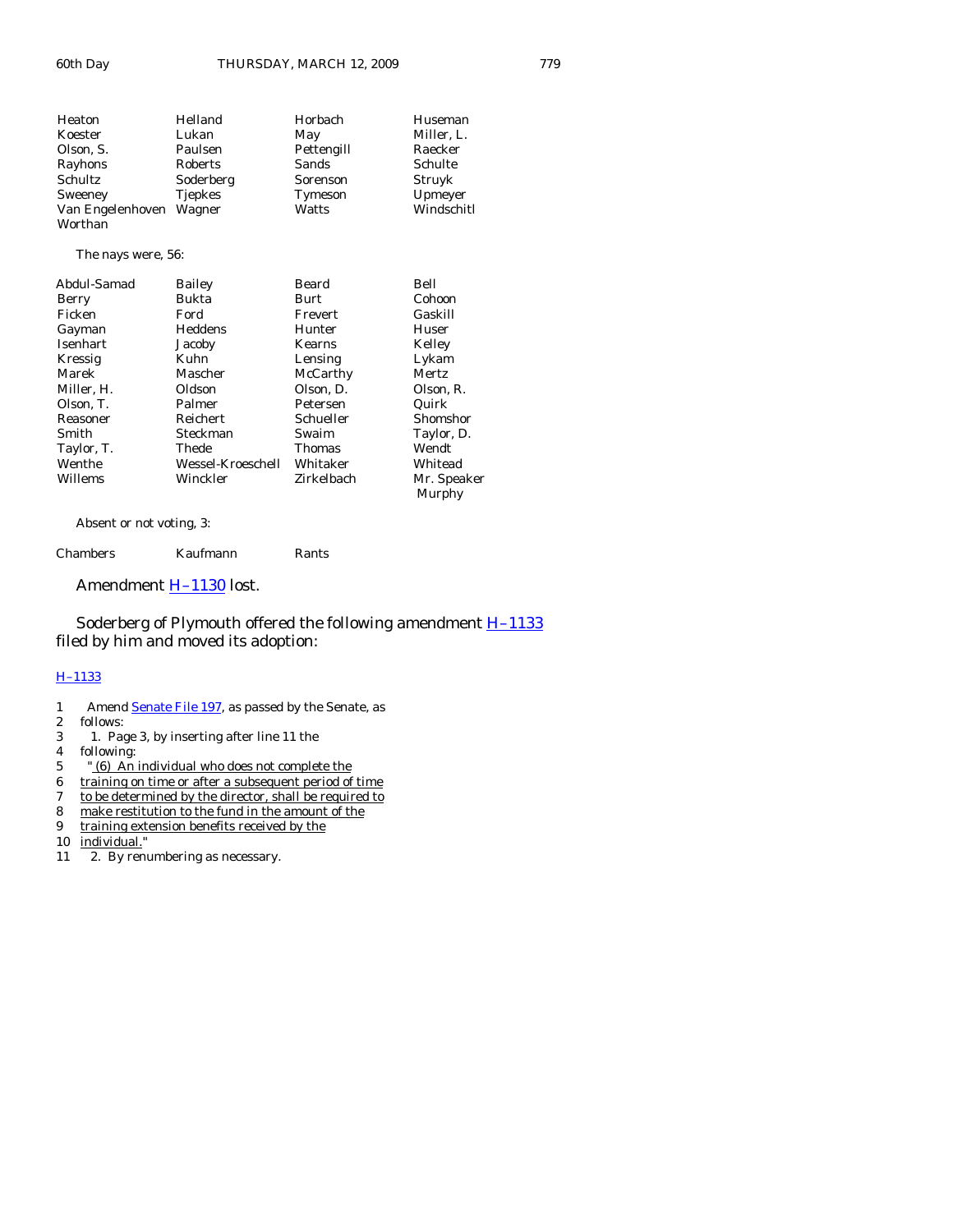| | | | |
|---|---|---|---|
| Heaton | Helland | Horbach | Huseman |
| Koester | Lukan | May | Miller, L. |
| Olson, S. | Paulsen | Pettengill | Raecker |
| Rayhons | Roberts | Sands | Schulte |
| Schultz | Soderberg | Sorenson | Struyk |
| Sweeney | Tjepkes | Tymeson | Upmeyer |
| Van Engelenhoven | Wagner | Watts | Windschitl |
| Worthan | | | |

The nays were, 56:

| | | | |
|---|---|---|---|
| Abdul-Samad | Bailey | Beard | Bell |
| Berry | Bukta | Burt | Cohoon |
| Ficken | Ford | Frevert | Gaskill |
| Gayman | Heddens | Hunter | Huser |
| Isenhart | Jacoby | Kearns | Kelley |
| Kressig | Kuhn | Lensing | Lykam |
| Marek | Mascher | McCarthy | Mertz |
| Miller, H. | Oldson | Olson, D. | Olson, R. |
| Olson, T. | Palmer | Petersen | Quirk |
| Reasoner | Reichert | Schueller | Shomshor |
| Smith | Steckman | Swaim | Taylor, D. |
| Taylor, T. | Thede | Thomas | Wendt |
| Wenthe | Wessel-Kroeschell | Whitaker | Whitead |
| Willems | Winckler | Zirkelbach | Mr. Speaker Murphy |

Absent or not voting, 3:

| | | |
|---|---|---|
| Chambers | Kaufmann | Rants |

Amendment H–1130 lost.

Soderberg of Plymouth offered the following amendment H–1133 filed by him and moved its adoption:

H–1133

1 Amend Senate File 197, as passed by the Senate, as
2 follows:
3 1. Page 3, by inserting after line 11 the
4 following:
5 "(6) An individual who does not complete the
6 training on time or after a subsequent period of time
7 to be determined by the director, shall be required to
8 make restitution to the fund in the amount of the
9 training extension benefits received by the
10 individual."
11 2. By renumbering as necessary.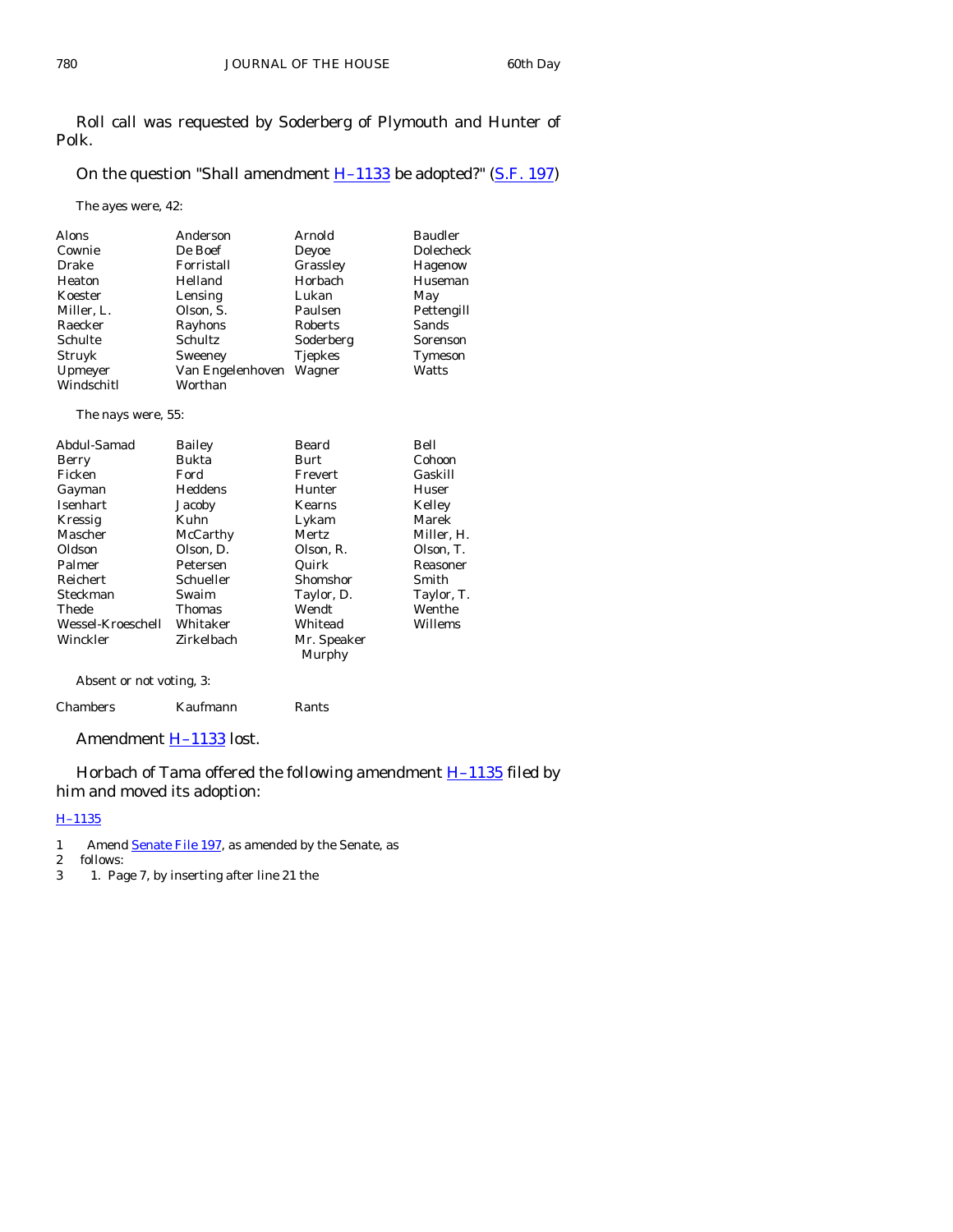Roll call was requested by Soderberg of Plymouth and Hunter of Polk.

On the question "Shall amendment H–1133 be adopted?" (S.F. 197)

The ayes were, 42:

| | | | |
|---|---|---|---|
| Alons | Anderson | Arnold | Baudler |
| Cownie | De Boef | Deyoe | Dolecheck |
| Drake | Forristall | Grassley | Hagenow |
| Heaton | Helland | Horbach | Huseman |
| Koester | Lensing | Lukan | May |
| Miller, L. | Olson, S. | Paulsen | Pettengill |
| Raecker | Rayhons | Roberts | Sands |
| Schulte | Schultz | Soderberg | Sorenson |
| Struyk | Sweeney | Tjepkes | Tymeson |
| Upmeyer | Van Engelenhoven | Wagner | Watts |
| Windschitl | Worthan | | |

The nays were, 55:

| | | | |
|---|---|---|---|
| Abdul-Samad | Bailey | Beard | Bell |
| Berry | Bukta | Burt | Cohoon |
| Ficken | Ford | Frevert | Gaskill |
| Gayman | Heddens | Hunter | Huser |
| Isenhart | Jacoby | Kearns | Kelley |
| Kressig | Kuhn | Lykam | Marek |
| Mascher | McCarthy | Mertz | Miller, H. |
| Oldson | Olson, D. | Olson, R. | Olson, T. |
| Palmer | Petersen | Quirk | Reasoner |
| Reichert | Schueller | Shomshor | Smith |
| Steckman | Swaim | Taylor, D. | Taylor, T. |
| Thede | Thomas | Wendt | Wenthe |
| Wessel-Kroeschell | Whitaker | Whitead | Willems |
| Winckler | Zirkelbach | Mr. Speaker Murphy | |

Absent or not voting, 3:

| | | |
|---|---|---|
| Chambers | Kaufmann | Rants |

Amendment H–1133 lost.

Horbach of Tama offered the following amendment H–1135 filed by him and moved its adoption:

H–1135

1 Amend Senate File 197, as amended by the Senate, as
2 follows:
3 1. Page 7, by inserting after line 21 the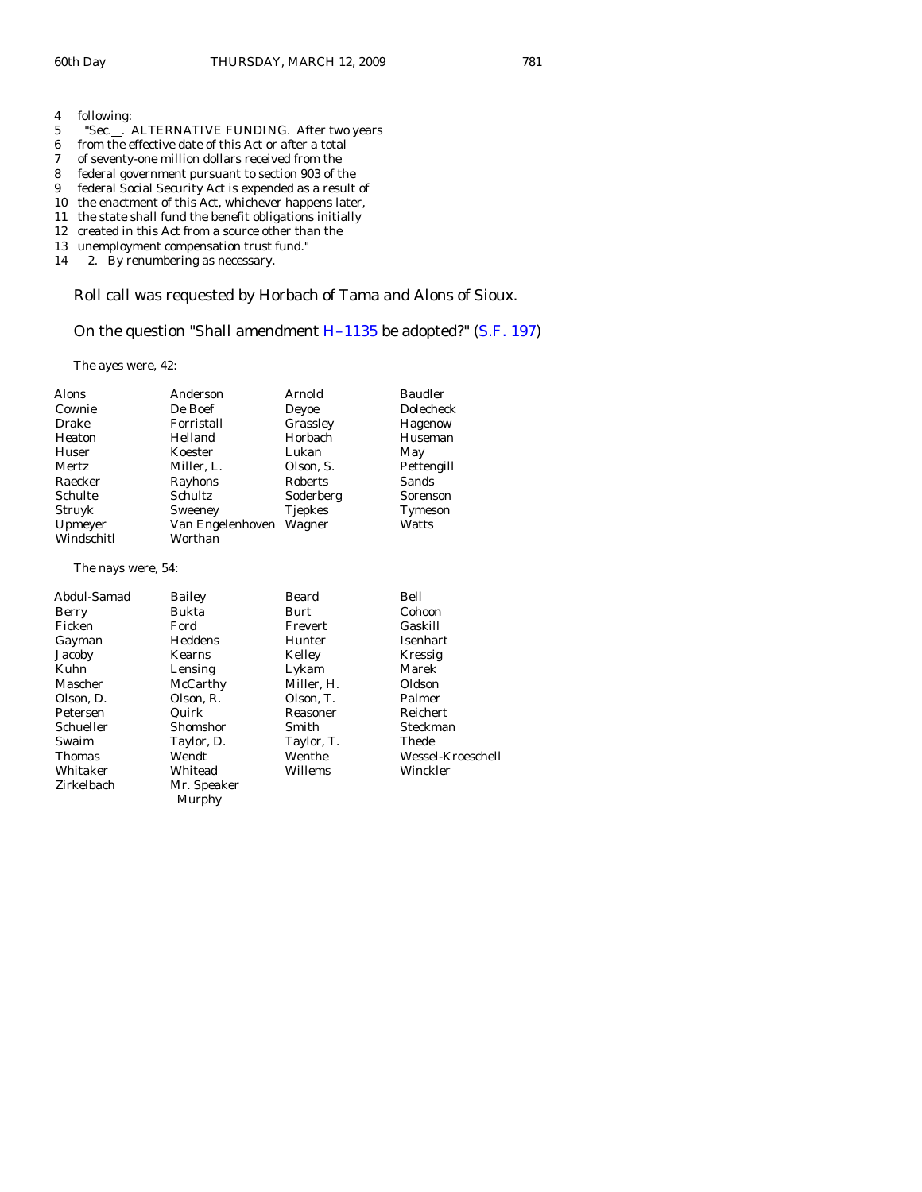4 following:

5 "Sec.__. ALTERNATIVE FUNDING. After two years

6 from the effective date of this Act or after a total

7 of seventy-one million dollars received from the

8 federal government pursuant to section 903 of the

9 federal Social Security Act is expended as a result of

10 the enactment of this Act, whichever happens later,

11 the state shall fund the benefit obligations initially

12 created in this Act from a source other than the

13 unemployment compensation trust fund."

14 2. By renumbering as necessary.

Roll call was requested by Horbach of Tama and Alons of Sioux.

On the question "Shall amendment H–1135 be adopted?" (S.F. 197)

The ayes were, 42:

| | | | |
|---|---|---|---|
| Alons | Anderson | Arnold | Baudler |
| Cownie | De Boef | Deyoe | Dolecheck |
| Drake | Forristall | Grassley | Hagenow |
| Heaton | Helland | Horbach | Huseman |
| Huser | Koester | Lukan | May |
| Mertz | Miller, L. | Olson, S. | Pettengill |
| Raecker | Rayhons | Roberts | Sands |
| Schulte | Schultz | Soderberg | Sorenson |
| Struyk | Sweeney | Tjepkes | Tymeson |
| Upmeyer | Van Engelenhoven | Wagner | Watts |
| Windschitl | Worthan | | |

The nays were, 54:

| | | | |
|---|---|---|---|
| Abdul-Samad | Bailey | Beard | Bell |
| Berry | Bukta | Burt | Cohoon |
| Ficken | Ford | Frevert | Gaskill |
| Gayman | Heddens | Hunter | Isenhart |
| Jacoby | Kearns | Kelley | Kressig |
| Kuhn | Lensing | Lykam | Marek |
| Mascher | McCarthy | Miller, H. | Oldson |
| Olson, D. | Olson, R. | Olson, T. | Palmer |
| Petersen | Quirk | Reasoner | Reichert |
| Schueller | Shomshor | Smith | Steckman |
| Swaim | Taylor, D. | Taylor, T. | Thede |
| Thomas | Wendt | Wenthe | Wessel-Kroeschell |
| Whitaker | Whitead | Willems | Winckler |
| Zirkelbach | Mr. Speaker Murphy | | |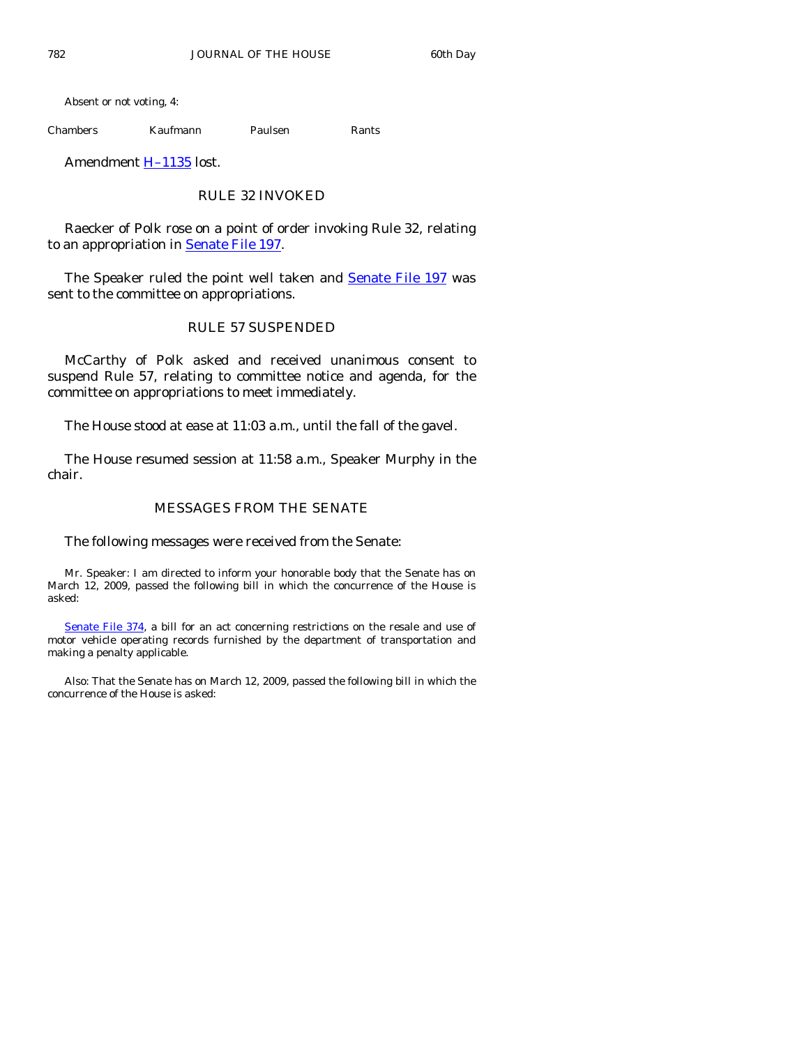Absent or not voting, 4:

| Chambers | Kaufmann | Paulsen | Rants |
|---|---|---|---|

Amendment H–1135 lost.

## RULE 32 INVOKED

Raecker of Polk rose on a point of order invoking Rule 32, relating to an appropriation in Senate File 197.

The Speaker ruled the point well taken and Senate File 197 was sent to the committee on appropriations.

## RULE 57 SUSPENDED

McCarthy of Polk asked and received unanimous consent to suspend Rule 57, relating to committee notice and agenda, for the committee on appropriations to meet immediately.

The House stood at ease at 11:03 a.m., until the fall of the gavel.

The House resumed session at 11:58 a.m., Speaker Murphy in the chair.

## MESSAGES FROM THE SENATE

The following messages were received from the Senate:

Mr. Speaker: I am directed to inform your honorable body that the Senate has on March 12, 2009, passed the following bill in which the concurrence of the House is asked:

Senate File 374, a bill for an act concerning restrictions on the resale and use of motor vehicle operating records furnished by the department of transportation and making a penalty applicable.

Also: That the Senate has on March 12, 2009, passed the following bill in which the concurrence of the House is asked: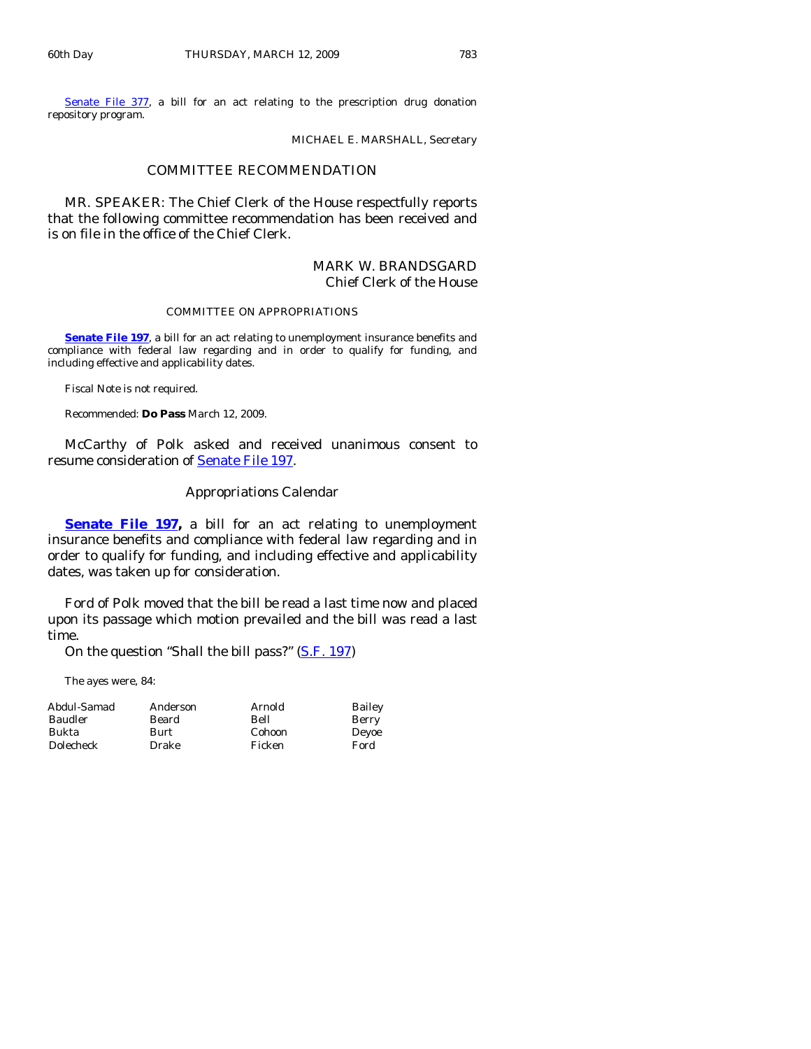[Senate File 377](), a bill for an act relating to the prescription drug donation repository program.

MICHAEL E. MARSHALL, Secretary

## COMMITTEE RECOMMENDATION

MR. SPEAKER: The Chief Clerk of the House respectfully reports that the following committee recommendation has been received and is on file in the office of the Chief Clerk.

MARK W. BRANDSGARD
Chief Clerk of the House

### COMMITTEE ON APPROPRIATIONS

**Senate File 197**, a bill for an act relating to unemployment insurance benefits and compliance with federal law regarding and in order to qualify for funding, and including effective and applicability dates.

Fiscal Note is not required.

Recommended: **Do Pass** March 12, 2009.

McCarthy of Polk asked and received unanimous consent to resume consideration of Senate File 197.

## Appropriations Calendar

**Senate File 197,** a bill for an act relating to unemployment insurance benefits and compliance with federal law regarding and in order to qualify for funding, and including effective and applicability dates, was taken up for consideration.

Ford of Polk moved that the bill be read a last time now and placed upon its passage which motion prevailed and the bill was read a last time.

On the question "Shall the bill pass?" (S.F. 197)

The ayes were, 84:

| | | | |
|---|---|---|---|
| Abdul-Samad | Anderson | Arnold | Bailey |
| Baudler | Beard | Bell | Berry |
| Bukta | Burt | Cohoon | Deyoe |
| Dolecheck | Drake | Ficken | Ford |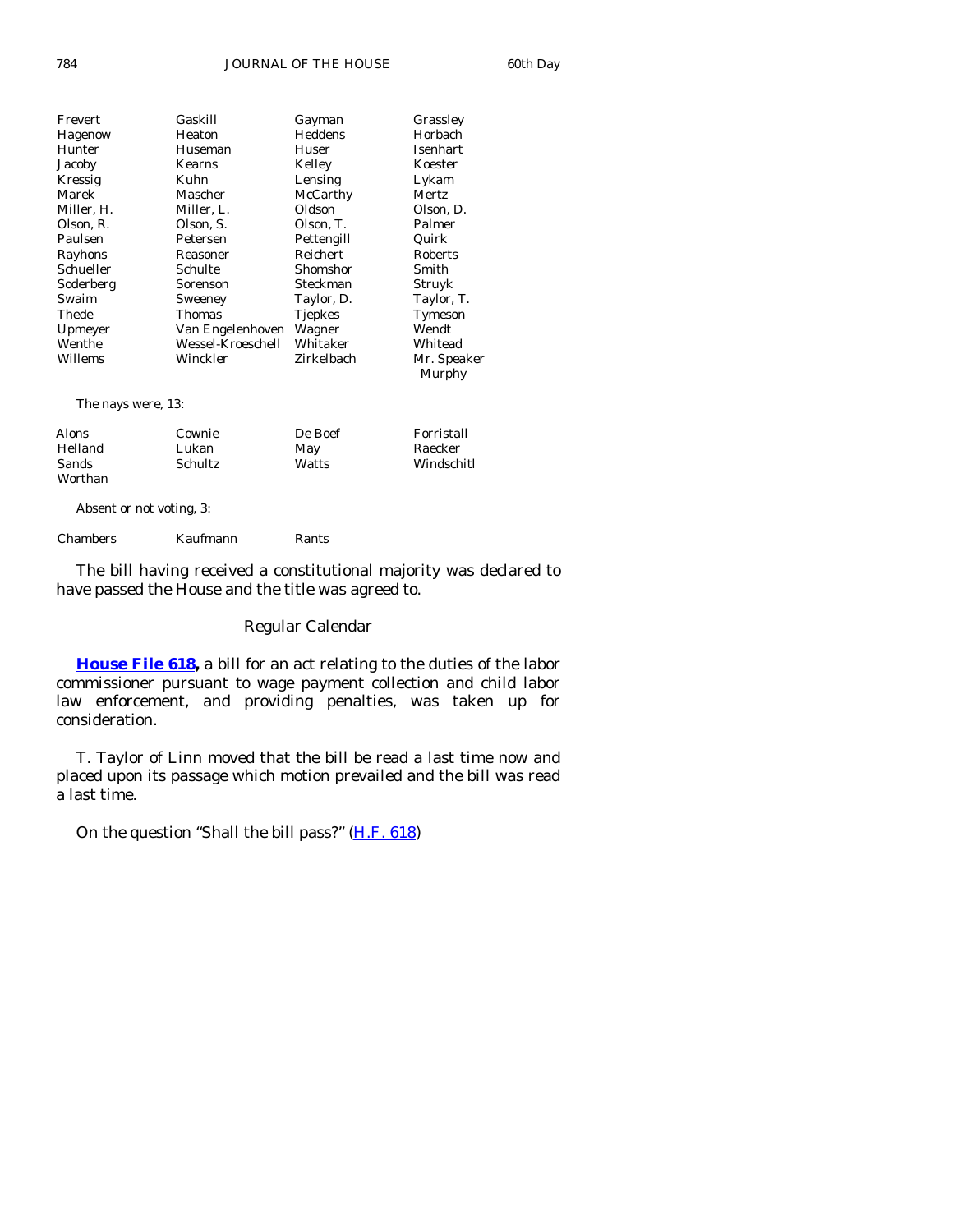| | | | |
|---|---|---|---|
| Frevert | Gaskill | Gayman | Grassley |
| Hagenow | Heaton | Heddens | Horbach |
| Hunter | Huseman | Huser | Isenhart |
| Jacoby | Kearns | Kelley | Koester |
| Kressig | Kuhn | Lensing | Lykam |
| Marek | Mascher | McCarthy | Mertz |
| Miller, H. | Miller, L. | Oldson | Olson, D. |
| Olson, R. | Olson, S. | Olson, T. | Palmer |
| Paulsen | Petersen | Pettengill | Quirk |
| Rayhons | Reasoner | Reichert | Roberts |
| Schueller | Schulte | Shomshor | Smith |
| Soderberg | Sorenson | Steckman | Struyk |
| Swaim | Sweeney | Taylor, D. | Taylor, T. |
| Thede | Thomas | Tjepkes | Tymeson |
| Upmeyer | Van Engelenhoven | Wagner | Wendt |
| Wenthe | Wessel-Kroeschell | Whitaker | Whitead |
| Willems | Winckler | Zirkelbach | Mr. Speaker Murphy |

The nays were, 13:

| | | | |
|---|---|---|---|
| Alons | Cownie | De Boef | Forristall |
| Helland | Lukan | May | Raecker |
| Sands | Schultz | Watts | Windschitl |
| Worthan | | | |

Absent or not voting, 3:

| | | |
|---|---|---|
| Chambers | Kaufmann | Rants |

The bill having received a constitutional majority was declared to have passed the House and the title was agreed to.

## Regular Calendar

**House File 618,** a bill for an act relating to the duties of the labor commissioner pursuant to wage payment collection and child labor law enforcement, and providing penalties, was taken up for consideration.

T. Taylor of Linn moved that the bill be read a last time now and placed upon its passage which motion prevailed and the bill was read a last time.

On the question "Shall the bill pass?" (H.F. 618)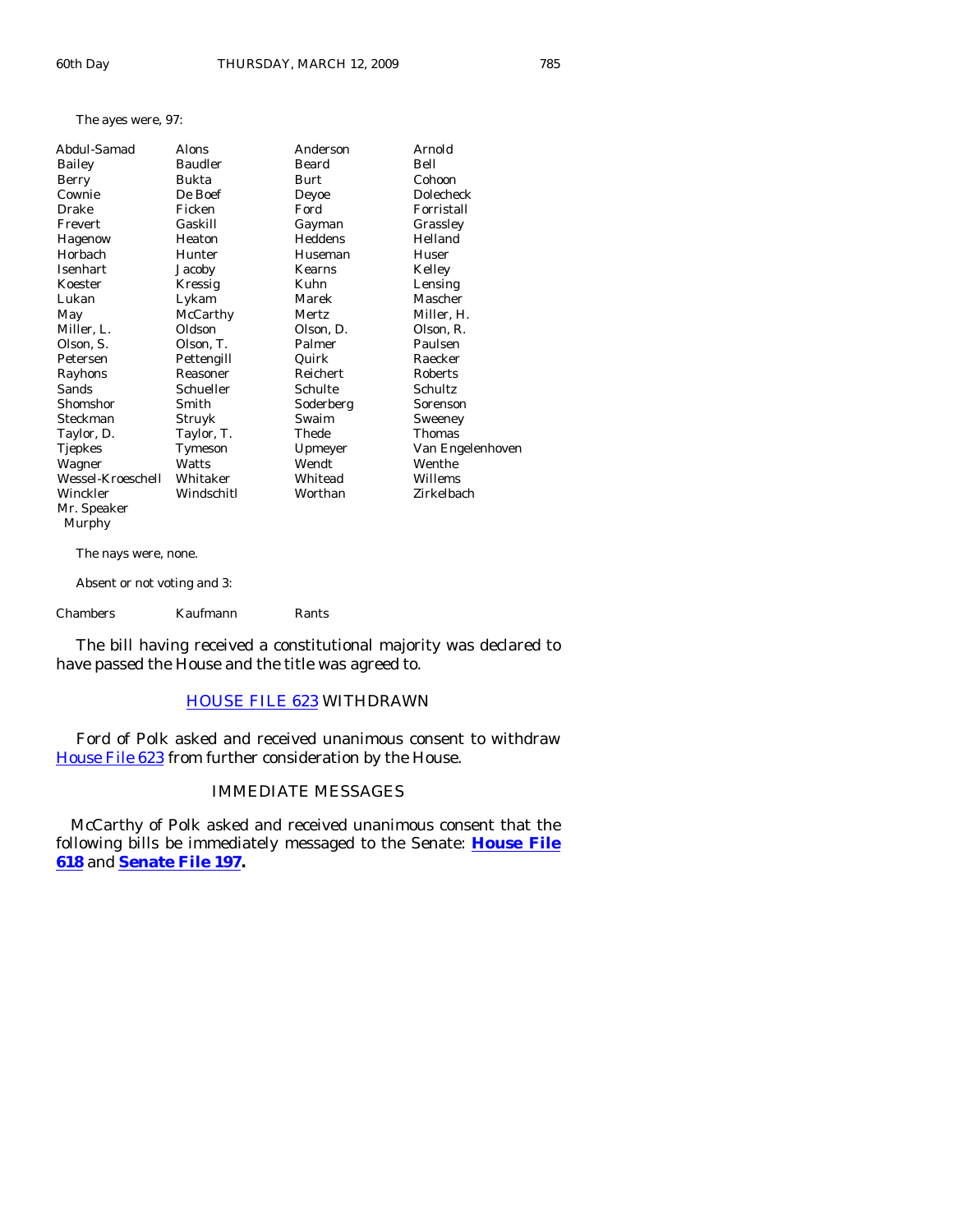The ayes were, 97:

| | | | |
|---|---|---|---|
| Abdul-Samad | Alons | Anderson | Arnold |
| Bailey | Baudler | Beard | Bell |
| Berry | Bukta | Burt | Cohoon |
| Cownie | De Boef | Deyoe | Dolecheck |
| Drake | Ficken | Ford | Forristall |
| Frevert | Gaskill | Gayman | Grassley |
| Hagenow | Heaton | Heddens | Helland |
| Horbach | Hunter | Huseman | Huser |
| Isenhart | Jacoby | Kearns | Kelley |
| Koester | Kressig | Kuhn | Lensing |
| Lukan | Lykam | Marek | Mascher |
| May | McCarthy | Mertz | Miller, H. |
| Miller, L. | Oldson | Olson, D. | Olson, R. |
| Olson, S. | Olson, T. | Palmer | Paulsen |
| Petersen | Pettengill | Quirk | Raecker |
| Rayhons | Reasoner | Reichert | Roberts |
| Sands | Schueller | Schulte | Schultz |
| Shomshor | Smith | Soderberg | Sorenson |
| Steckman | Struyk | Swaim | Sweeney |
| Taylor, D. | Taylor, T. | Thede | Thomas |
| Tjepkes | Tymeson | Upmeyer | Van Engelenhoven |
| Wagner | Watts | Wendt | Wenthe |
| Wessel-Kroeschell | Whitaker | Whitead | Willems |
| Winckler | Windschitl | Worthan | Zirkelbach |
| Mr. Speaker Murphy | | | |

The nays were, none.

Absent or not voting and 3:

| | | |
|---|---|---|
| Chambers | Kaufmann | Rants |

The bill having received a constitutional majority was declared to have passed the House and the title was agreed to.

## HOUSE FILE 623 WITHDRAWN

Ford of Polk asked and received unanimous consent to withdraw House File 623 from further consideration by the House.

## IMMEDIATE MESSAGES

McCarthy of Polk asked and received unanimous consent that the following bills be immediately messaged to the Senate: **House File 618** and **Senate File 197.**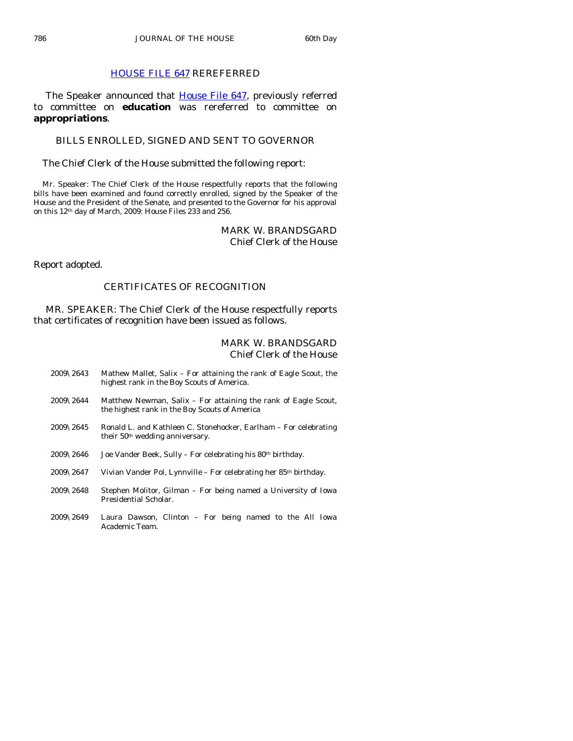## HOUSE FILE 647 REREFERRED

The Speaker announced that House File 647, previously referred to committee on **education** was rereferred to committee on **appropriations**.

## BILLS ENROLLED, SIGNED AND SENT TO GOVERNOR

The Chief Clerk of the House submitted the following report:

Mr. Speaker: The Chief Clerk of the House respectfully reports that the following bills have been examined and found correctly enrolled, signed by the Speaker of the House and the President of the Senate, and presented to the Governor for his approval on this 12th day of March, 2009: House Files 233 and 256.

MARK W. BRANDSGARD
Chief Clerk of the House

Report adopted.

## CERTIFICATES OF RECOGNITION

MR. SPEAKER: The Chief Clerk of the House respectfully reports that certificates of recognition have been issued as follows.

MARK W. BRANDSGARD
Chief Clerk of the House

2009\2643 Mathew Mallet, Salix – For attaining the rank of Eagle Scout, the highest rank in the Boy Scouts of America.

2009\2644 Matthew Newman, Salix – For attaining the rank of Eagle Scout, the highest rank in the Boy Scouts of America

2009\2645 Ronald L. and Kathleen C. Stonehocker, Earlham – For celebrating their 50th wedding anniversary.

2009\2646 Joe Vander Beek, Sully – For celebrating his 80th birthday.

2009\2647 Vivian Vander Pol, Lynnville – For celebrating her 85th birthday.

2009\2648 Stephen Molitor, Gilman – For being named a University of Iowa Presidential Scholar.

2009\2649 Laura Dawson, Clinton – For being named to the All Iowa Academic Team.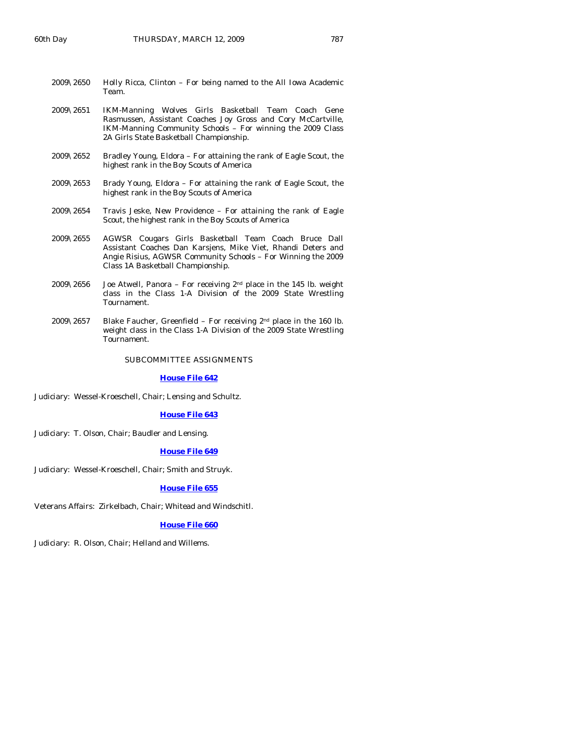2009\2650 Holly Ricca, Clinton – For being named to the All Iowa Academic Team.

2009\2651 IKM-Manning Wolves Girls Basketball Team Coach Gene Rasmussen, Assistant Coaches Joy Gross and Cory McCartville, IKM-Manning Community Schools – For winning the 2009 Class 2A Girls State Basketball Championship.

2009\2652 Bradley Young, Eldora – For attaining the rank of Eagle Scout, the highest rank in the Boy Scouts of America

2009\2653 Brady Young, Eldora – For attaining the rank of Eagle Scout, the highest rank in the Boy Scouts of America

2009\2654 Travis Jeske, New Providence – For attaining the rank of Eagle Scout, the highest rank in the Boy Scouts of America

2009\2655 AGWSR Cougars Girls Basketball Team Coach Bruce Dall Assistant Coaches Dan Karsjens, Mike Viet, Rhandi Deters and Angie Risius, AGWSR Community Schools – For Winning the 2009 Class 1A Basketball Championship.

2009\2656 Joe Atwell, Panora – For receiving 2nd place in the 145 lb. weight class in the Class 1-A Division of the 2009 State Wrestling Tournament.

2009\2657 Blake Faucher, Greenfield – For receiving 2nd place in the 160 lb. weight class in the Class 1-A Division of the 2009 State Wrestling Tournament.

SUBCOMMITTEE ASSIGNMENTS

**House File 642**

Judiciary: Wessel-Kroeschell, Chair; Lensing and Schultz.

**House File 643**

Judiciary: T. Olson, Chair; Baudler and Lensing.

**House File 649**

Judiciary: Wessel-Kroeschell, Chair; Smith and Struyk.

**House File 655**

Veterans Affairs: Zirkelbach, Chair; Whitead and Windschitl.

**House File 660**

Judiciary: R. Olson, Chair; Helland and Willems.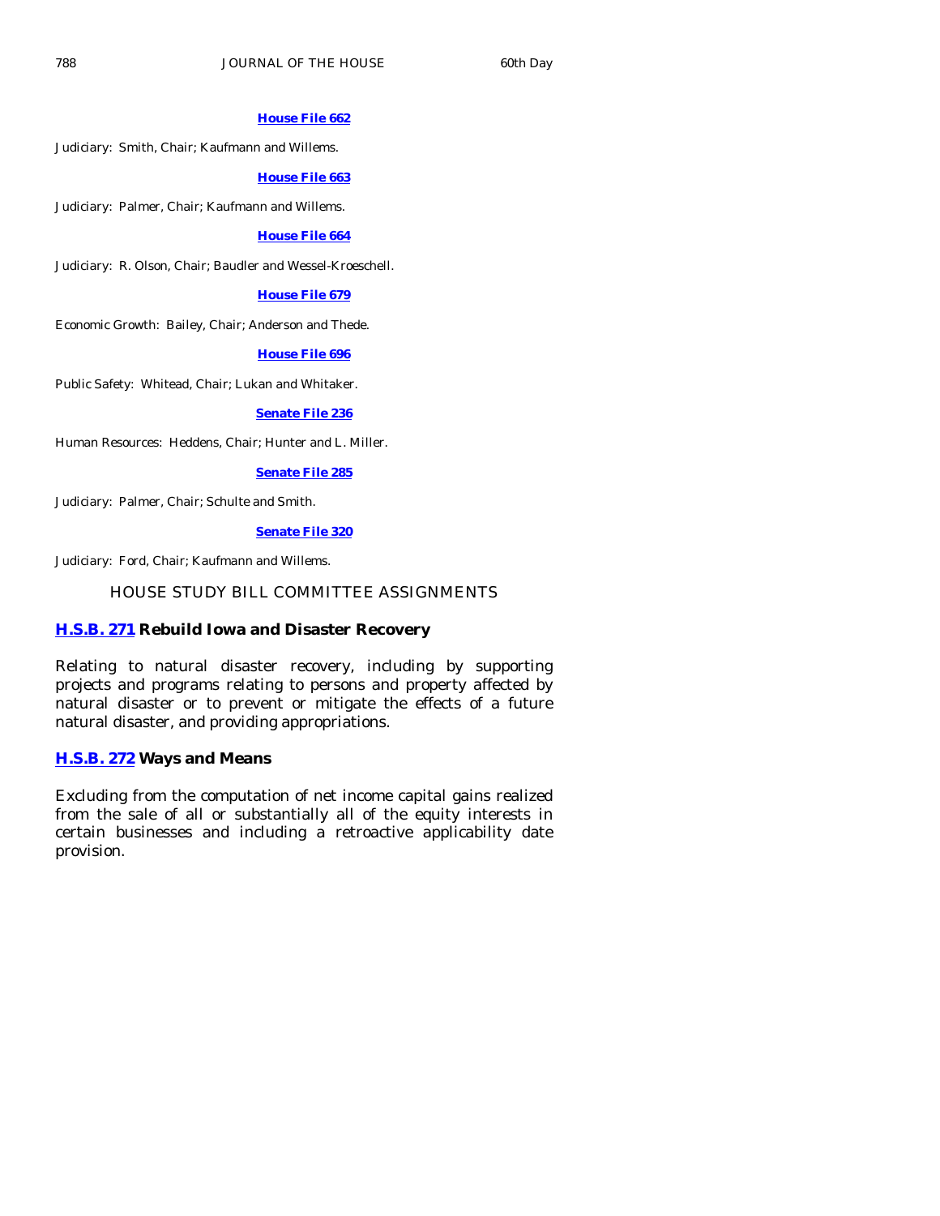**House File 662**

Judiciary: Smith, Chair; Kaufmann and Willems.

**House File 663**

Judiciary: Palmer, Chair; Kaufmann and Willems.

**House File 664**

Judiciary: R. Olson, Chair; Baudler and Wessel-Kroeschell.

**House File 679**

Economic Growth: Bailey, Chair; Anderson and Thede.

**House File 696**

Public Safety: Whitead, Chair; Lukan and Whitaker.

**Senate File 236**

Human Resources: Heddens, Chair; Hunter and L. Miller.

**Senate File 285**

Judiciary: Palmer, Chair; Schulte and Smith.

**Senate File 320**

Judiciary: Ford, Chair; Kaufmann and Willems.

## HOUSE STUDY BILL COMMITTEE ASSIGNMENTS

### H.S.B. 271 Rebuild Iowa and Disaster Recovery

Relating to natural disaster recovery, including by supporting projects and programs relating to persons and property affected by natural disaster or to prevent or mitigate the effects of a future natural disaster, and providing appropriations.

### H.S.B. 272 Ways and Means

Excluding from the computation of net income capital gains realized from the sale of all or substantially all of the equity interests in certain businesses and including a retroactive applicability date provision.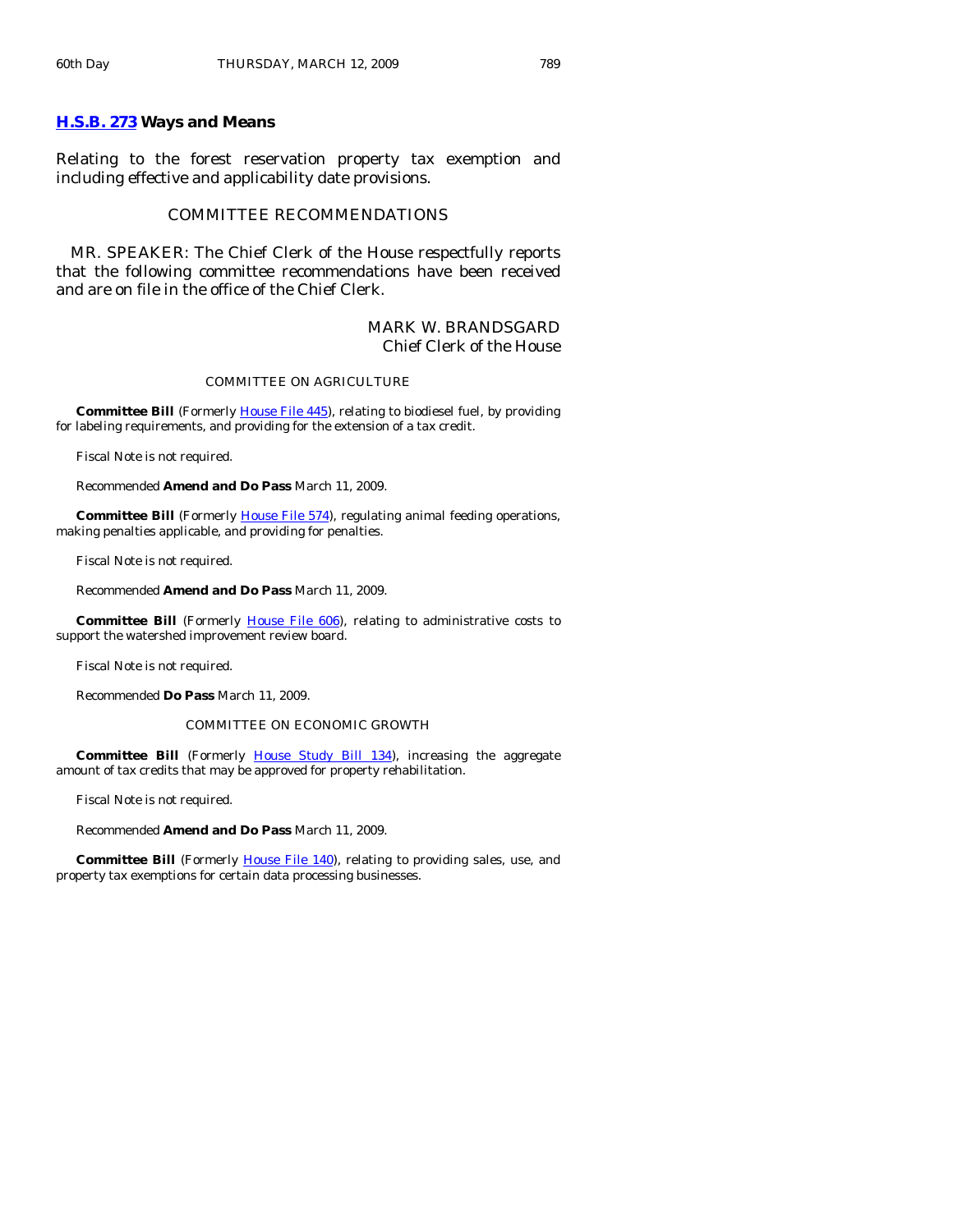**H.S.B. 273 Ways and Means**

Relating to the forest reservation property tax exemption and including effective and applicability date provisions.

## COMMITTEE RECOMMENDATIONS

MR. SPEAKER: The Chief Clerk of the House respectfully reports that the following committee recommendations have been received and are on file in the office of the Chief Clerk.

MARK W. BRANDSGARD
Chief Clerk of the House

### COMMITTEE ON AGRICULTURE

**Committee Bill** (Formerly House File 445), relating to biodiesel fuel, by providing for labeling requirements, and providing for the extension of a tax credit.

Fiscal Note is not required.

Recommended **Amend and Do Pass** March 11, 2009.

**Committee Bill** (Formerly House File 574), regulating animal feeding operations, making penalties applicable, and providing for penalties.

Fiscal Note is not required.

Recommended **Amend and Do Pass** March 11, 2009.

**Committee Bill** (Formerly House File 606), relating to administrative costs to support the watershed improvement review board.

Fiscal Note is not required.

Recommended **Do Pass** March 11, 2009.

### COMMITTEE ON ECONOMIC GROWTH

**Committee Bill** (Formerly House Study Bill 134), increasing the aggregate amount of tax credits that may be approved for property rehabilitation.

Fiscal Note is not required.

Recommended **Amend and Do Pass** March 11, 2009.

**Committee Bill** (Formerly House File 140), relating to providing sales, use, and property tax exemptions for certain data processing businesses.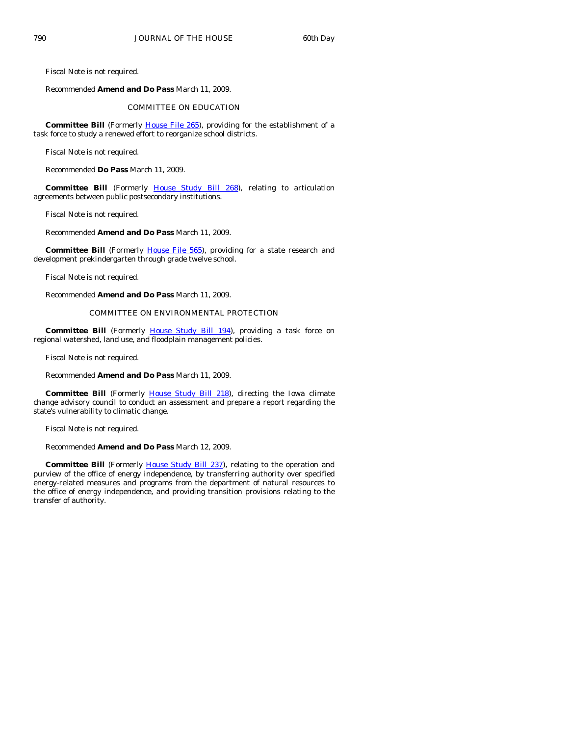Fiscal Note is not required.

Recommended **Amend and Do Pass** March 11, 2009.

COMMITTEE ON EDUCATION

**Committee Bill** (Formerly House File 265), providing for the establishment of a task force to study a renewed effort to reorganize school districts.

Fiscal Note is not required.

Recommended **Do Pass** March 11, 2009.

**Committee Bill** (Formerly House Study Bill 268), relating to articulation agreements between public postsecondary institutions.

Fiscal Note is not required.

Recommended **Amend and Do Pass** March 11, 2009.

**Committee Bill** (Formerly House File 565), providing for a state research and development prekindergarten through grade twelve school.

Fiscal Note is not required.

Recommended **Amend and Do Pass** March 11, 2009.

COMMITTEE ON ENVIRONMENTAL PROTECTION

**Committee Bill** (Formerly House Study Bill 194), providing a task force on regional watershed, land use, and floodplain management policies.

Fiscal Note is not required.

Recommended **Amend and Do Pass** March 11, 2009.

**Committee Bill** (Formerly House Study Bill 218), directing the Iowa climate change advisory council to conduct an assessment and prepare a report regarding the state's vulnerability to climatic change.

Fiscal Note is not required.

Recommended **Amend and Do Pass** March 12, 2009.

**Committee Bill** (Formerly House Study Bill 237), relating to the operation and purview of the office of energy independence, by transferring authority over specified energy-related measures and programs from the department of natural resources to the office of energy independence, and providing transition provisions relating to the transfer of authority.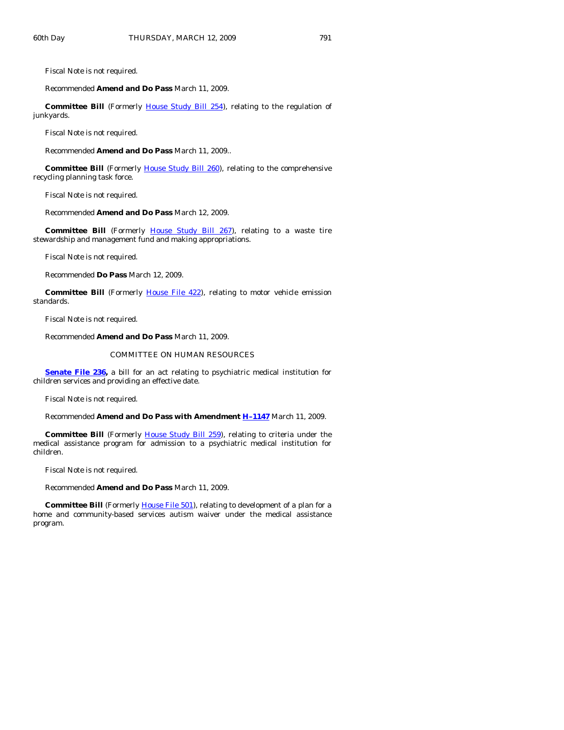Fiscal Note is not required.

Recommended **Amend and Do Pass** March 11, 2009.

**Committee Bill** (Formerly House Study Bill 254), relating to the regulation of junkyards.

Fiscal Note is not required.

Recommended **Amend and Do Pass** March 11, 2009..

**Committee Bill** (Formerly House Study Bill 260), relating to the comprehensive recycling planning task force.

Fiscal Note is not required.

Recommended **Amend and Do Pass** March 12, 2009.

**Committee Bill** (Formerly House Study Bill 267), relating to a waste tire stewardship and management fund and making appropriations.

Fiscal Note is not required.

Recommended **Do Pass** March 12, 2009.

**Committee Bill** (Formerly House File 422), relating to motor vehicle emission standards.

Fiscal Note is not required.

Recommended **Amend and Do Pass** March 11, 2009.

COMMITTEE ON HUMAN RESOURCES

**Senate File 236,** a bill for an act relating to psychiatric medical institution for children services and providing an effective date.

Fiscal Note is not required.

Recommended **Amend and Do Pass with Amendment H–1147** March 11, 2009.

**Committee Bill** (Formerly House Study Bill 259), relating to criteria under the medical assistance program for admission to a psychiatric medical institution for children.

Fiscal Note is not required.

Recommended **Amend and Do Pass** March 11, 2009.

**Committee Bill** (Formerly House File 501), relating to development of a plan for a home and community-based services autism waiver under the medical assistance program.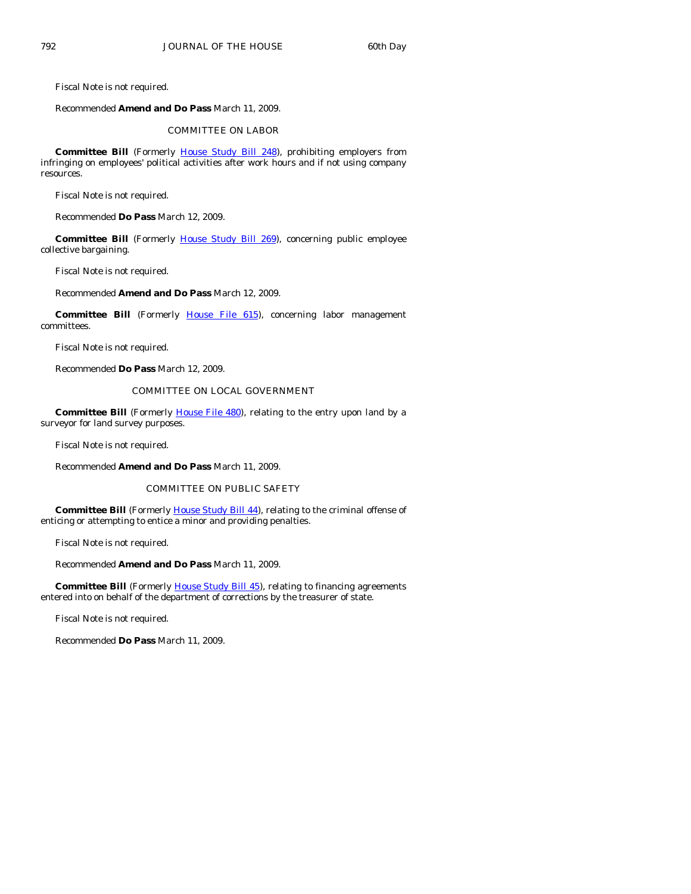Fiscal Note is not required.

Recommended **Amend and Do Pass** March 11, 2009.

COMMITTEE ON LABOR

**Committee Bill** (Formerly House Study Bill 248), prohibiting employers from infringing on employees' political activities after work hours and if not using company resources.

Fiscal Note is not required.

Recommended **Do Pass** March 12, 2009.

**Committee Bill** (Formerly House Study Bill 269), concerning public employee collective bargaining.

Fiscal Note is not required.

Recommended **Amend and Do Pass** March 12, 2009.

**Committee Bill** (Formerly House File 615), concerning labor management committees.

Fiscal Note is not required.

Recommended **Do Pass** March 12, 2009.

COMMITTEE ON LOCAL GOVERNMENT

**Committee Bill** (Formerly House File 480), relating to the entry upon land by a surveyor for land survey purposes.

Fiscal Note is not required.

Recommended **Amend and Do Pass** March 11, 2009.

COMMITTEE ON PUBLIC SAFETY

**Committee Bill** (Formerly House Study Bill 44), relating to the criminal offense of enticing or attempting to entice a minor and providing penalties.

Fiscal Note is not required.

Recommended **Amend and Do Pass** March 11, 2009.

**Committee Bill** (Formerly House Study Bill 45), relating to financing agreements entered into on behalf of the department of corrections by the treasurer of state.

Fiscal Note is not required.

Recommended **Do Pass** March 11, 2009.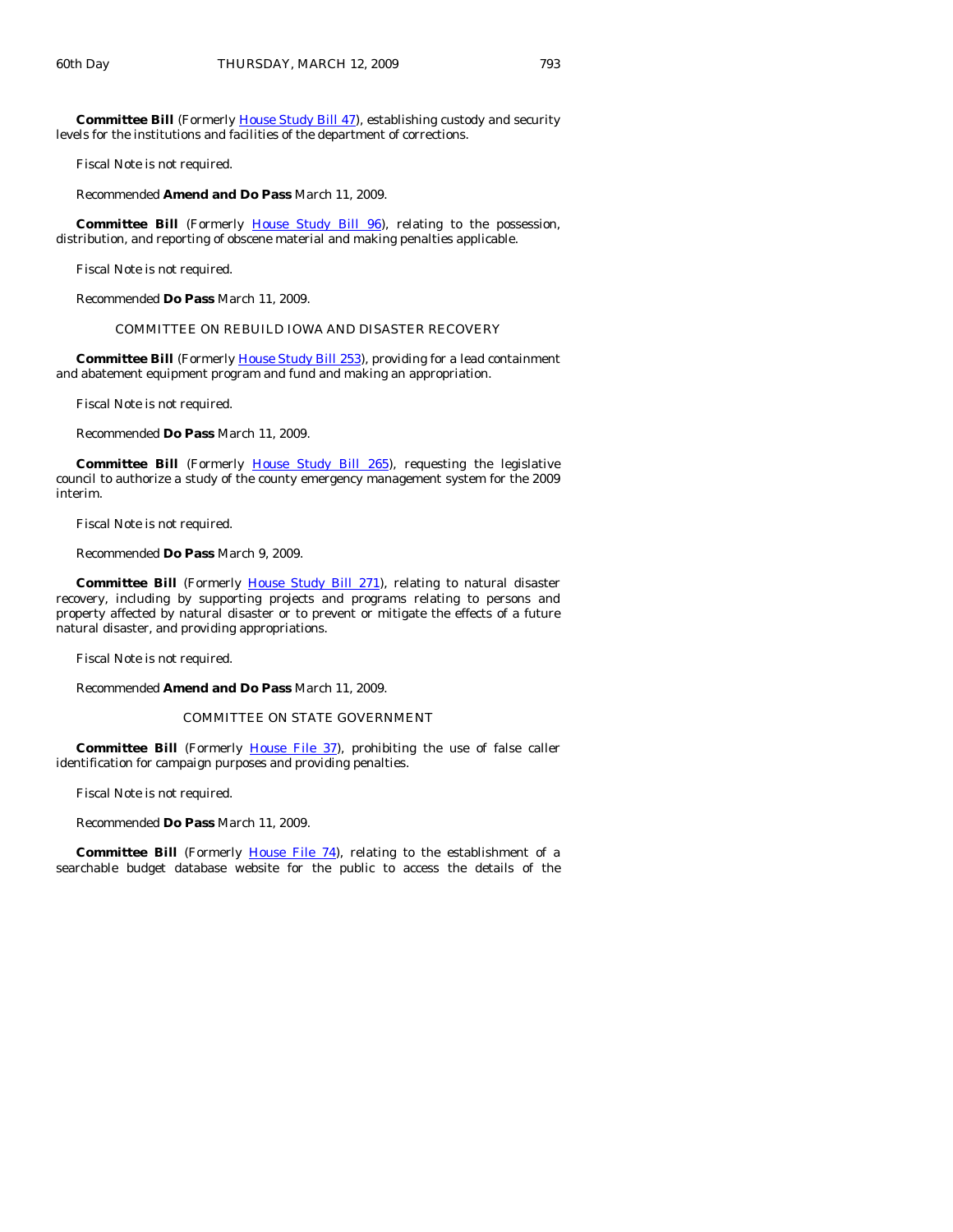**Committee Bill** (Formerly House Study Bill 47), establishing custody and security levels for the institutions and facilities of the department of corrections.

Fiscal Note is not required.

Recommended **Amend and Do Pass** March 11, 2009.

**Committee Bill** (Formerly House Study Bill 96), relating to the possession, distribution, and reporting of obscene material and making penalties applicable.

Fiscal Note is not required.

Recommended **Do Pass** March 11, 2009.

COMMITTEE ON REBUILD IOWA AND DISASTER RECOVERY

**Committee Bill** (Formerly House Study Bill 253), providing for a lead containment and abatement equipment program and fund and making an appropriation.

Fiscal Note is not required.

Recommended **Do Pass** March 11, 2009.

**Committee Bill** (Formerly House Study Bill 265), requesting the legislative council to authorize a study of the county emergency management system for the 2009 interim.

Fiscal Note is not required.

Recommended **Do Pass** March 9, 2009.

**Committee Bill** (Formerly House Study Bill 271), relating to natural disaster recovery, including by supporting projects and programs relating to persons and property affected by natural disaster or to prevent or mitigate the effects of a future natural disaster, and providing appropriations.

Fiscal Note is not required.

Recommended **Amend and Do Pass** March 11, 2009.

COMMITTEE ON STATE GOVERNMENT

**Committee Bill** (Formerly House File 37), prohibiting the use of false caller identification for campaign purposes and providing penalties.

Fiscal Note is not required.

Recommended **Do Pass** March 11, 2009.

**Committee Bill** (Formerly House File 74), relating to the establishment of a searchable budget database website for the public to access the details of the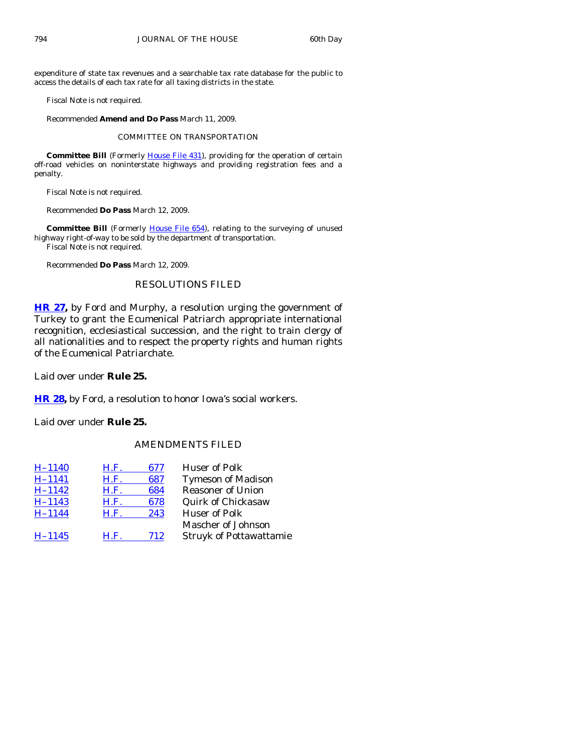expenditure of state tax revenues and a searchable tax rate database for the public to access the details of each tax rate for all taxing districts in the state.

Fiscal Note is not required.

Recommended **Amend and Do Pass** March 11, 2009.

COMMITTEE ON TRANSPORTATION

**Committee Bill** (Formerly House File 431), providing for the operation of certain off-road vehicles on noninterstate highways and providing registration fees and a penalty.

Fiscal Note is not required.

Recommended **Do Pass** March 12, 2009.

**Committee Bill** (Formerly House File 654), relating to the surveying of unused highway right-of-way to be sold by the department of transportation.
Fiscal Note is not required.

Recommended **Do Pass** March 12, 2009.

## RESOLUTIONS FILED

**HR 27,** by Ford and Murphy, a resolution urging the government of Turkey to grant the Ecumenical Patriarch appropriate international recognition, ecclesiastical succession, and the right to train clergy of all nationalities and to respect the property rights and human rights of the Ecumenical Patriarchate.

Laid over under **Rule 25.**

**HR 28,** by Ford, a resolution to honor Iowa's social workers.

Laid over under **Rule 25.**

## AMENDMENTS FILED

| | | | |
|---|---|---|---|
| H–1140 | H.F. | 677 | Huser of Polk |
| H–1141 | H.F. | 687 | Tymeson of Madison |
| H–1142 | H.F. | 684 | Reasoner of Union |
| H–1143 | H.F. | 678 | Quirk of Chickasaw |
| H–1144 | H.F. | 243 | Huser of Polk<br>Mascher of Johnson |
| H–1145 | H.F. | 712 | Struyk of Pottawattamie |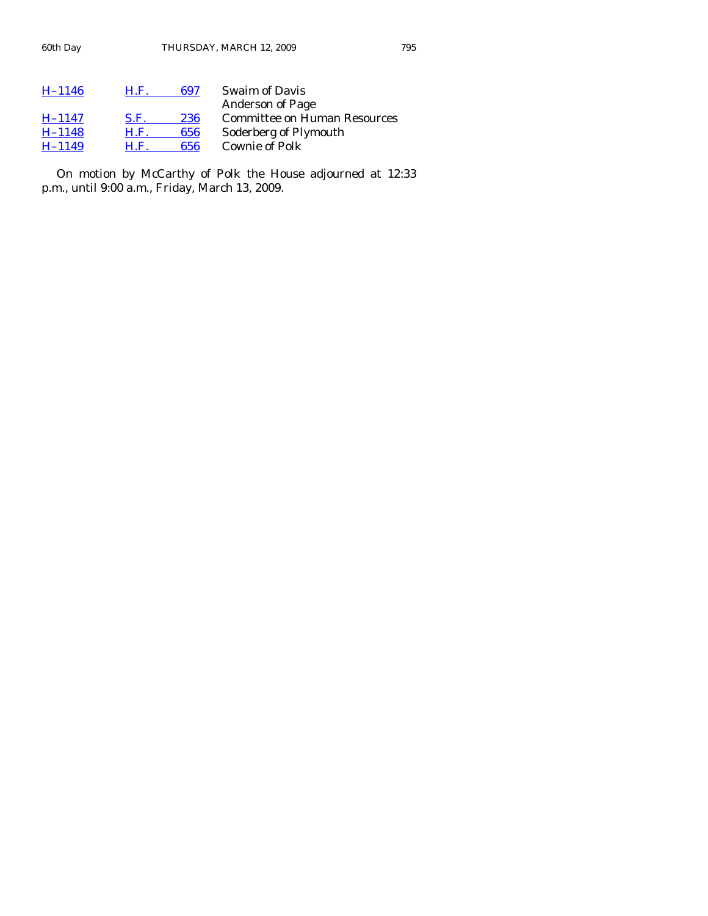| | | |
|---|---|---|
| H–1146 | H.F. 697 | Swaim of Davis<br>Anderson of Page |
| H–1147 | S.F. 236 | Committee on Human Resources |
| H–1148 | H.F. 656 | Soderberg of Plymouth |
| H–1149 | H.F. 656 | Cownie of Polk |

On motion by McCarthy of Polk the House adjourned at 12:33 p.m., until 9:00 a.m., Friday, March 13, 2009.